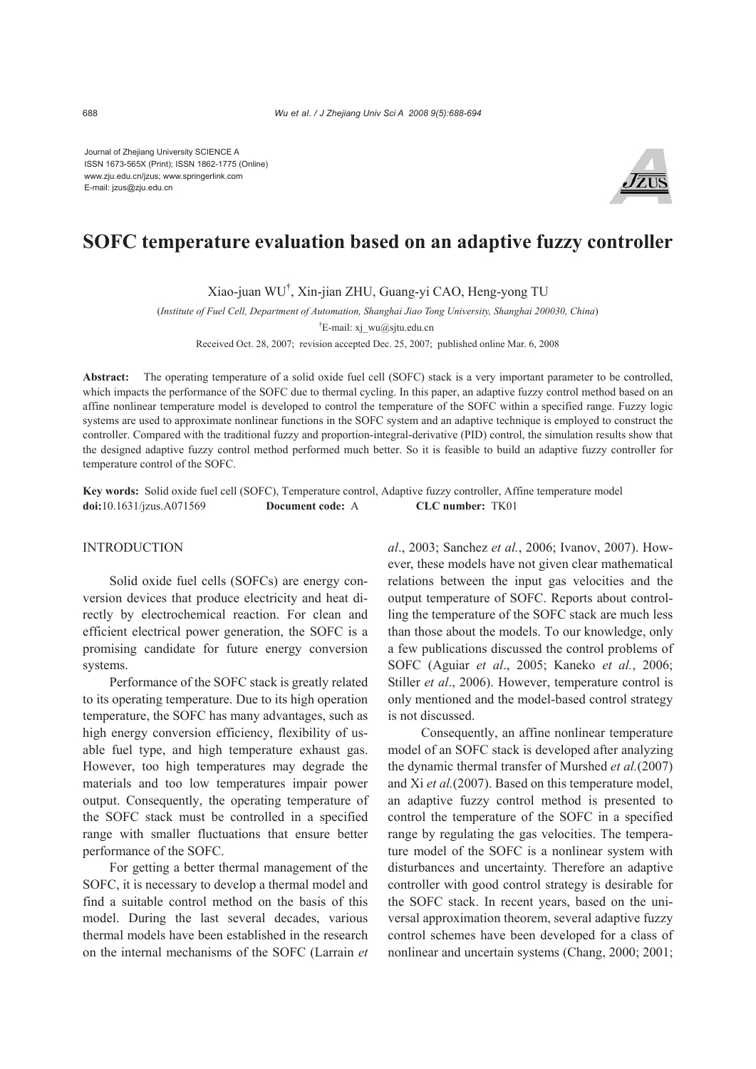Journal of Zhejiang University SCIENCE A
ISSN 1673-565X (Print); ISSN 1862-1775 (Online)
www.zju.edu.cn/jzus; www.springerlink.com
E-mail: jzus@zju.edu.cn

# SOFC temperature evaluation based on an adaptive fuzzy controller

Xiao-juan WU[†], Xin-jian ZHU, Guang-yi CAO, Heng-yong TU

(*Institute of Fuel Cell, Department of Automation, Shanghai Jiao Tong University, Shanghai 200030, China*)

[†]E-mail: xj_wu@sjtu.edu.cn

Received Oct. 28, 2007; revision accepted Dec. 25, 2007; published online Mar. 6, 2008

**Abstract:** The operating temperature of a solid oxide fuel cell (SOFC) stack is a very important parameter to be controlled, which impacts the performance of the SOFC due to thermal cycling. In this paper, an adaptive fuzzy control method based on an affine nonlinear temperature model is developed to control the temperature of the SOFC within a specified range. Fuzzy logic systems are used to approximate nonlinear functions in the SOFC system and an adaptive technique is employed to construct the controller. Compared with the traditional fuzzy and proportion-integral-derivative (PID) control, the simulation results show that the designed adaptive fuzzy control method performed much better. So it is feasible to build an adaptive fuzzy controller for temperature control of the SOFC.

**Key words:** Solid oxide fuel cell (SOFC), Temperature control, Adaptive fuzzy controller, Affine temperature model
**doi:**10.1631/jzus.A071569 **Document code:** A **CLC number:** TK01

## INTRODUCTION

Solid oxide fuel cells (SOFCs) are energy conversion devices that produce electricity and heat directly by electrochemical reaction. For clean and efficient electrical power generation, the SOFC is a promising candidate for future energy conversion systems.

Performance of the SOFC stack is greatly related to its operating temperature. Due to its high operation temperature, the SOFC has many advantages, such as high energy conversion efficiency, flexibility of usable fuel type, and high temperature exhaust gas. However, too high temperatures may degrade the materials and too low temperatures impair power output. Consequently, the operating temperature of the SOFC stack must be controlled in a specified range with smaller fluctuations that ensure better performance of the SOFC.

For getting a better thermal management of the SOFC, it is necessary to develop a thermal model and find a suitable control method on the basis of this model. During the last several decades, various thermal models have been established in the research on the internal mechanisms of the SOFC (Larrain *et al*., 2003; Sanchez *et al.*, 2006; Ivanov, 2007). However, these models have not given clear mathematical relations between the input gas velocities and the output temperature of SOFC. Reports about controlling the temperature of the SOFC stack are much less than those about the models. To our knowledge, only a few publications discussed the control problems of SOFC (Aguiar *et al*., 2005; Kaneko *et al.*, 2006; Stiller *et al*., 2006). However, temperature control is only mentioned and the model-based control strategy is not discussed.

Consequently, an affine nonlinear temperature model of an SOFC stack is developed after analyzing the dynamic thermal transfer of Murshed *et al.*(2007) and Xi *et al.*(2007). Based on this temperature model, an adaptive fuzzy control method is presented to control the temperature of the SOFC in a specified range by regulating the gas velocities. The temperature model of the SOFC is a nonlinear system with disturbances and uncertainty. Therefore an adaptive controller with good control strategy is desirable for the SOFC stack. In recent years, based on the universal approximation theorem, several adaptive fuzzy control schemes have been developed for a class of nonlinear and uncertain systems (Chang, 2000; 2001;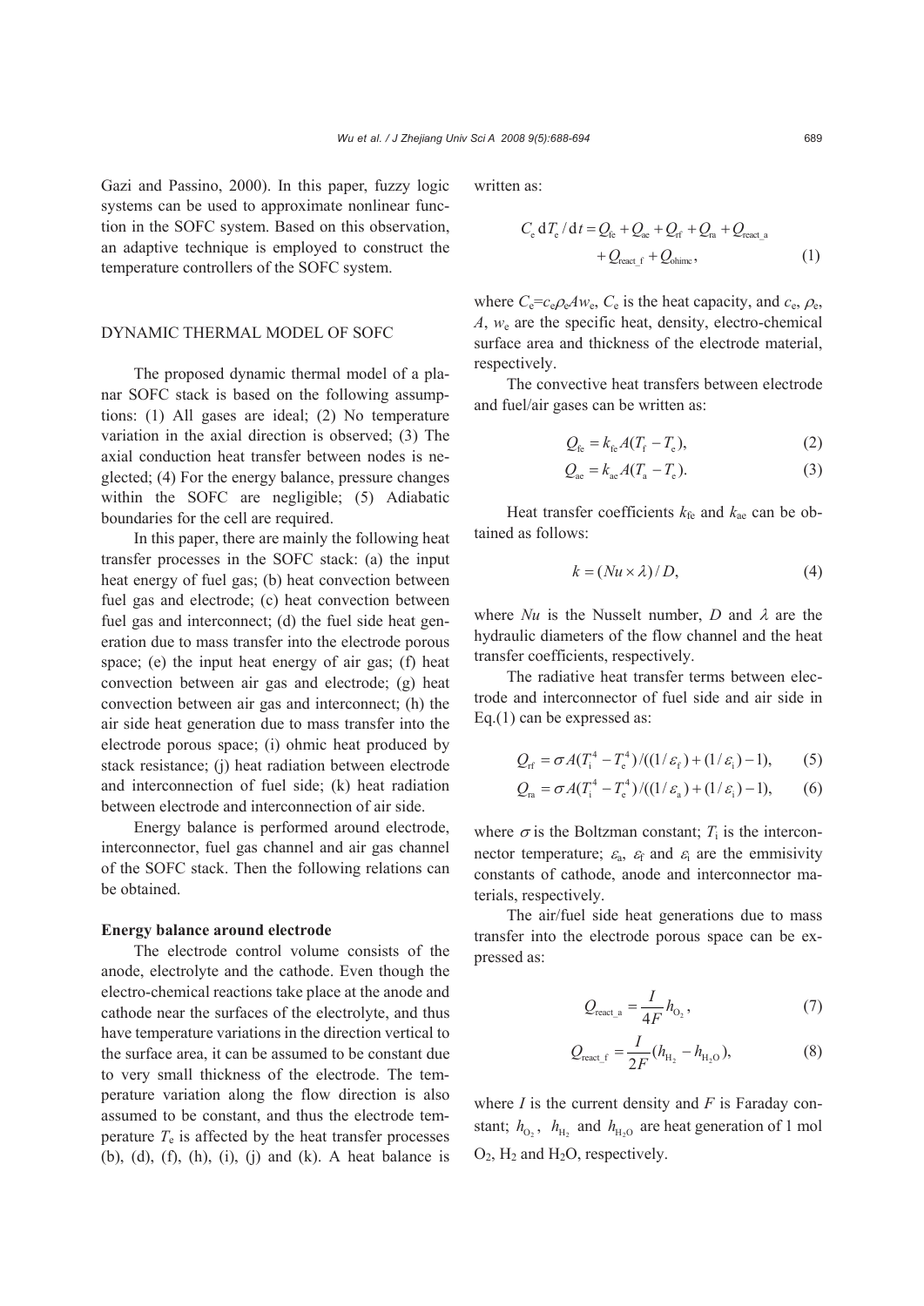Gazi and Passino, 2000). In this paper, fuzzy logic systems can be used to approximate nonlinear function in the SOFC system. Based on this observation, an adaptive technique is employed to construct the temperature controllers of the SOFC system.

## DYNAMIC THERMAL MODEL OF SOFC

The proposed dynamic thermal model of a planar SOFC stack is based on the following assumptions: (1) All gases are ideal; (2) No temperature variation in the axial direction is observed; (3) The axial conduction heat transfer between nodes is neglected; (4) For the energy balance, pressure changes within the SOFC are negligible; (5) Adiabatic boundaries for the cell are required.

In this paper, there are mainly the following heat transfer processes in the SOFC stack: (a) the input heat energy of fuel gas; (b) heat convection between fuel gas and electrode; (c) heat convection between fuel gas and interconnect; (d) the fuel side heat generation due to mass transfer into the electrode porous space; (e) the input heat energy of air gas; (f) heat convection between air gas and electrode; (g) heat convection between air gas and interconnect; (h) the air side heat generation due to mass transfer into the electrode porous space; (i) ohmic heat produced by stack resistance; (j) heat radiation between electrode and interconnection of fuel side; (k) heat radiation between electrode and interconnection of air side.

Energy balance is performed around electrode, interconnector, fuel gas channel and air gas channel of the SOFC stack. Then the following relations can be obtained.

### Energy balance around electrode

The electrode control volume consists of the anode, electrolyte and the cathode. Even though the electro-chemical reactions take place at the anode and cathode near the surfaces of the electrolyte, and thus have temperature variations in the direction vertical to the surface area, it can be assumed to be constant due to very small thickness of the electrode. The temperature variation along the flow direction is also assumed to be constant, and thus the electrode temperature $T_e$ is affected by the heat transfer processes (b), (d), (f), (h), (i), (j) and (k). A heat balance is written as:

$$C_e \, dT_e / dt = Q_{fe} + Q_{ae} + Q_{rf} + Q_{ra} + Q_{react\_a} + Q_{react\_f} + Q_{ohimc}, \tag{1}$$

where $C_e=c_e\rho_e A w_e$, $C_e$ is the heat capacity, and $c_e$, $\rho_e$, $A$, $w_e$ are the specific heat, density, electro-chemical surface area and thickness of the electrode material, respectively.

The convective heat transfers between electrode and fuel/air gases can be written as:

$$Q_{fe} = k_{fe} A (T_f - T_e), \tag{2}$$

$$Q_{ae} = k_{ae} A (T_a - T_e). \tag{3}$$

Heat transfer coefficients $k_{fe}$ and $k_{ae}$ can be obtained as follows:

$$k = (Nu \times \lambda) / D, \tag{4}$$

where $Nu$ is the Nusselt number, $D$ and $\lambda$ are the hydraulic diameters of the flow channel and the heat transfer coefficients, respectively.

The radiative heat transfer terms between electrode and interconnector of fuel side and air side in Eq.(1) can be expressed as:

$$Q_{rf} = \sigma A (T_i^4 - T_e^4) / ((1/\varepsilon_f) + (1/\varepsilon_i) - 1), \tag{5}$$

$$Q_{ra} = \sigma A (T_i^4 - T_e^4) / ((1/\varepsilon_a) + (1/\varepsilon_i) - 1), \tag{6}$$

where $\sigma$ is the Boltzman constant; $T_i$ is the interconnector temperature; $\varepsilon_a$, $\varepsilon_f$ and $\varepsilon_i$ are the emmisivity constants of cathode, anode and interconnector materials, respectively.

The air/fuel side heat generations due to mass transfer into the electrode porous space can be expressed as:

$$Q_{react\_a} = \frac{I}{4F} h_{O_2}, \tag{7}$$

$$Q_{react\_f} = \frac{I}{2F} (h_{H_2} - h_{H_2O}), \tag{8}$$

where $I$ is the current density and $F$ is Faraday constant; $h_{O_2}$, $h_{H_2}$ and $h_{H_2O}$ are heat generation of 1 mol $O_2$, $H_2$ and $H_2O$, respectively.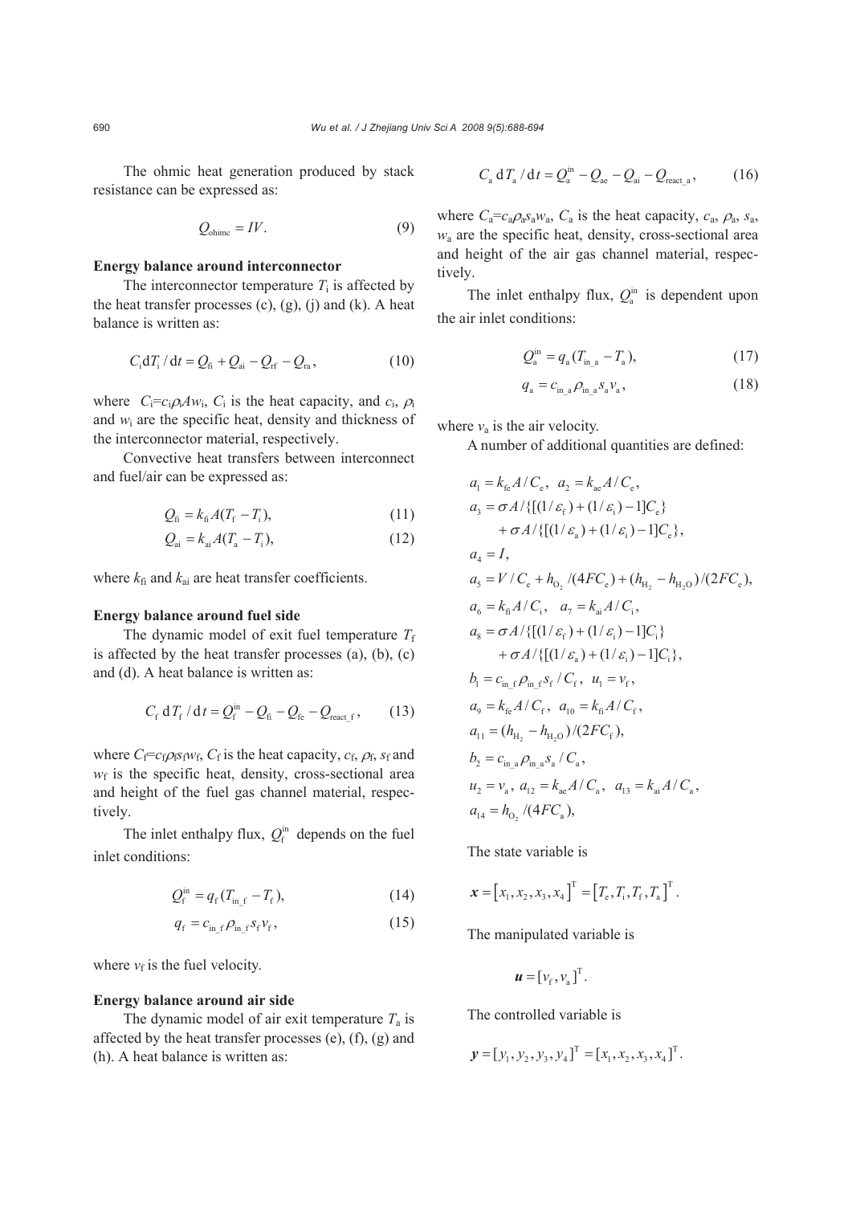The ohmic heat generation produced by stack resistance can be expressed as:

$$Q_{\mathrm{ohimc}} = IV. \tag{9}$$

**Energy balance around interconnector**

The interconnector temperature $T_{\mathrm{i}}$ is affected by the heat transfer processes (c), (g), (j) and (k). A heat balance is written as:

$$C_{\mathrm{i}} \mathrm{d}T_{\mathrm{i}} / \mathrm{d}t = Q_{\mathrm{fi}} + Q_{\mathrm{ai}} - Q_{\mathrm{rf}} - Q_{\mathrm{ra}}, \tag{10}$$

where $C_{\mathrm{i}}=c_{\mathrm{i}}\rho_{\mathrm{i}}Aw_{\mathrm{i}}$, $C_{\mathrm{i}}$ is the heat capacity, and $c_{\mathrm{i}}$, $\rho_{\mathrm{i}}$ and $w_{\mathrm{i}}$ are the specific heat, density and thickness of the interconnector material, respectively.

Convective heat transfers between interconnect and fuel/air can be expressed as:

$$Q_{\mathrm{fi}} = k_{\mathrm{fi}} A (T_{\mathrm{f}} - T_{\mathrm{i}}), \tag{11}$$

$$Q_{\mathrm{ai}} = k_{\mathrm{ai}} A (T_{\mathrm{a}} - T_{\mathrm{i}}), \tag{12}$$

where $k_{\mathrm{fi}}$ and $k_{\mathrm{ai}}$ are heat transfer coefficients.

**Energy balance around fuel side**

The dynamic model of exit fuel temperature $T_{\mathrm{f}}$ is affected by the heat transfer processes (a), (b), (c) and (d). A heat balance is written as:

$$C_{\mathrm{f}} \,\mathrm{d}T_{\mathrm{f}} / \mathrm{d}t = Q_{\mathrm{f}}^{\mathrm{in}} - Q_{\mathrm{fi}} - Q_{\mathrm{fe}} - Q_{\mathrm{react\_f}}, \tag{13}$$

where $C_{\mathrm{f}}=c_{\mathrm{f}}\rho_{\mathrm{f}}s_{\mathrm{f}}w_{\mathrm{f}}$, $C_{\mathrm{f}}$ is the heat capacity, $c_{\mathrm{f}}$, $\rho_{\mathrm{f}}$, $s_{\mathrm{f}}$ and $w_{\mathrm{f}}$ is the specific heat, density, cross-sectional area and height of the fuel gas channel material, respectively.

The inlet enthalpy flux, $Q_{\mathrm{f}}^{\mathrm{in}}$ depends on the fuel inlet conditions:

$$Q_{\mathrm{f}}^{\mathrm{in}} = q_{\mathrm{f}} (T_{\mathrm{in\_f}} - T_{\mathrm{f}}), \tag{14}$$

$$q_{\mathrm{f}} = c_{\mathrm{in\_f}} \rho_{\mathrm{in\_f}} s_{\mathrm{f}} v_{\mathrm{f}}, \tag{15}$$

where $v_{\mathrm{f}}$ is the fuel velocity.

**Energy balance around air side**

The dynamic model of air exit temperature $T_{\mathrm{a}}$ is affected by the heat transfer processes (e), (f), (g) and (h). A heat balance is written as:

$$C_{\mathrm{a}} \,\mathrm{d}T_{\mathrm{a}} / \mathrm{d}t = Q_{\mathrm{a}}^{\mathrm{in}} - Q_{\mathrm{ae}} - Q_{\mathrm{ai}} - Q_{\mathrm{react\_a}}, \tag{16}$$

where $C_{\mathrm{a}}=c_{\mathrm{a}}\rho_{\mathrm{a}}s_{\mathrm{a}}w_{\mathrm{a}}$, $C_{\mathrm{a}}$ is the heat capacity, $c_{\mathrm{a}}$, $\rho_{\mathrm{a}}$, $s_{\mathrm{a}}$, $w_{\mathrm{a}}$ are the specific heat, density, cross-sectional area and height of the air gas channel material, respectively.

The inlet enthalpy flux, $Q_{\mathrm{a}}^{\mathrm{in}}$ is dependent upon the air inlet conditions:

$$Q_{\mathrm{a}}^{\mathrm{in}} = q_{\mathrm{a}} (T_{\mathrm{in\_a}} - T_{\mathrm{a}}), \tag{17}$$

$$q_{\mathrm{a}} = c_{\mathrm{in\_a}} \rho_{\mathrm{in\_a}} s_{\mathrm{a}} v_{\mathrm{a}}, \tag{18}$$

where $v_{\mathrm{a}}$ is the air velocity.

A number of additional quantities are defined:

$$
\begin{aligned}
& a_1 = k_{\mathrm{fe}} A / C_{\mathrm{e}}, \quad a_2 = k_{\mathrm{ae}} A / C_{\mathrm{e}}, \\
& a_3 = \sigma A / \{[(1/\varepsilon_{\mathrm{f}}) + (1/\varepsilon_{\mathrm{i}}) - 1] C_{\mathrm{e}}\} \\
& \quad + \sigma A / \{[(1/\varepsilon_{\mathrm{a}}) + (1/\varepsilon_{\mathrm{i}}) - 1] C_{\mathrm{e}}\}, \\
& a_4 = I, \\
& a_5 = V / C_{\mathrm{e}} + h_{\mathrm{O_2}} / (4FC_{\mathrm{e}}) + (h_{\mathrm{H_2}} - h_{\mathrm{H_2O}}) / (2FC_{\mathrm{e}}), \\
& a_6 = k_{\mathrm{fi}} A / C_{\mathrm{i}}, \quad a_7 = k_{\mathrm{ai}} A / C_{\mathrm{i}}, \\
& a_8 = \sigma A / \{[(1/\varepsilon_{\mathrm{f}}) + (1/\varepsilon_{\mathrm{i}}) - 1] C_{\mathrm{i}}\} \\
& \quad + \sigma A / \{[(1/\varepsilon_{\mathrm{a}}) + (1/\varepsilon_{\mathrm{i}}) - 1] C_{\mathrm{i}}\}, \\
& b_1 = c_{\mathrm{in\_f}} \rho_{\mathrm{in\_f}} s_{\mathrm{f}} / C_{\mathrm{f}}, \quad u_1 = v_{\mathrm{f}}, \\
& a_9 = k_{\mathrm{fe}} A / C_{\mathrm{f}}, \quad a_{10} = k_{\mathrm{fi}} A / C_{\mathrm{f}}, \\
& a_{11} = (h_{\mathrm{H_2}} - h_{\mathrm{H_2O}}) / (2FC_{\mathrm{f}}), \\
& b_2 = c_{\mathrm{in\_a}} \rho_{\mathrm{in\_a}} s_{\mathrm{a}} / C_{\mathrm{a}}, \\
& u_2 = v_{\mathrm{a}}, \; a_{12} = k_{\mathrm{ae}} A / C_{\mathrm{a}}, \quad a_{13} = k_{\mathrm{ai}} A / C_{\mathrm{a}}, \\
& a_{14} = h_{\mathrm{O_2}} / (4FC_{\mathrm{a}}),
\end{aligned}
$$

The state variable is

$$\boldsymbol{x} = [x_1, x_2, x_3, x_4]^{\mathrm{T}} = [T_{\mathrm{e}}, T_{\mathrm{i}}, T_{\mathrm{f}}, T_{\mathrm{a}}]^{\mathrm{T}}.$$

The manipulated variable is

$$\boldsymbol{u} = [v_{\mathrm{f}}, v_{\mathrm{a}}]^{\mathrm{T}}.$$

The controlled variable is

$$\boldsymbol{y} = [y_1, y_2, y_3, y_4]^{\mathrm{T}} = [x_1, x_2, x_3, x_4]^{\mathrm{T}}.$$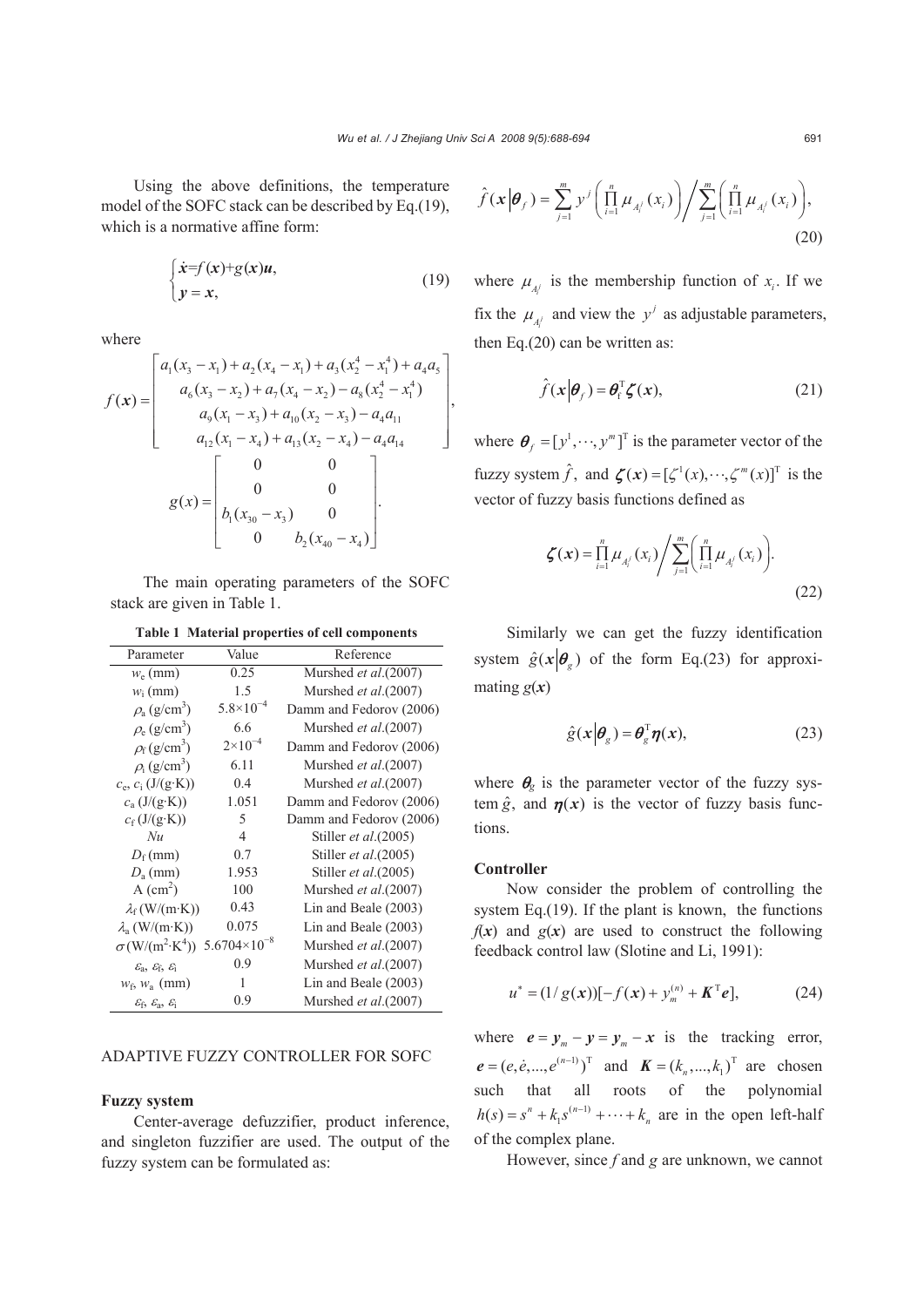Using the above definitions, the temperature model of the SOFC stack can be described by Eq.(19), which is a normative affine form:

$$\begin{cases} \dot{\boldsymbol{x}} = f(\boldsymbol{x}) + g(\boldsymbol{x})\boldsymbol{u}, \\ \boldsymbol{y} = \boldsymbol{x}, \end{cases} \tag{19}$$

where

$$f(\boldsymbol{x}) = \begin{bmatrix} a_1(x_3 - x_1) + a_2(x_4 - x_1) + a_3(x_2^4 - x_1^4) + a_4 a_5 \\ a_6(x_3 - x_2) + a_7(x_4 - x_2) - a_8(x_2^4 - x_1^4) \\ a_9(x_1 - x_3) + a_{10}(x_2 - x_3) - a_4 a_{11} \\ a_{12}(x_1 - x_4) + a_{13}(x_2 - x_4) - a_4 a_{14} \end{bmatrix},$$

$$g(x) = \begin{bmatrix} 0 & 0 \\ 0 & 0 \\ b_1(x_{30} - x_3) & 0 \\ 0 & b_2(x_{40} - x_4) \end{bmatrix}.$$

The main operating parameters of the SOFC stack are given in Table 1.

**Table 1 Material properties of cell components**

| Parameter | Value | Reference |
|---|---|---|
| $w_e$ (mm) | 0.25 | Murshed *et al*.(2007) |
| $w_i$ (mm) | 1.5 | Murshed *et al*.(2007) |
| $\rho_a$ (g/cm$^3$) | $5.8\times10^{-4}$ | Damm and Fedorov (2006) |
| $\rho_e$ (g/cm$^3$) | 6.6 | Murshed *et al*.(2007) |
| $\rho_f$ (g/cm$^3$) | $2\times10^{-4}$ | Damm and Fedorov (2006) |
| $\rho_i$ (g/cm$^3$) | 6.11 | Murshed *et al*.(2007) |
| $c_e$, $c_i$ (J/(g·K)) | 0.4 | Murshed *et al*.(2007) |
| $c_a$ (J/(g·K)) | 1.051 | Damm and Fedorov (2006) |
| $c_f$ (J/(g·K)) | 5 | Damm and Fedorov (2006) |
| $Nu$ | 4 | Stiller *et al*.(2005) |
| $D_f$ (mm) | 0.7 | Stiller *et al*.(2005) |
| $D_a$ (mm) | 1.953 | Stiller *et al*.(2005) |
| A (cm$^2$) | 100 | Murshed *et al*.(2007) |
| $\lambda_f$ (W/(m·K)) | 0.43 | Lin and Beale (2003) |
| $\lambda_a$ (W/(m·K)) | 0.075 | Lin and Beale (2003) |
| $\sigma$ (W/(m$^2$·K$^4$)) | $5.6704\times10^{-8}$ | Murshed *et al*.(2007) |
| $\varepsilon_a$, $\varepsilon_f$, $\varepsilon_i$ | 0.9 | Murshed *et al*.(2007) |
| $w_f$, $w_a$ (mm) | 1 | Lin and Beale (2003) |
| $\varepsilon_f$, $\varepsilon_a$, $\varepsilon_i$ | 0.9 | Murshed *et al*.(2007) |

## ADAPTIVE FUZZY CONTROLLER FOR SOFC

### Fuzzy system

Center-average defuzzifier, product inference, and singleton fuzzifier are used. The output of the fuzzy system can be formulated as:

$$\hat{f}(\boldsymbol{x}|\boldsymbol{\theta}_f) = \sum_{j=1}^{m} y^j \left( \prod_{i=1}^{n} \mu_{A_i^j}(x_i) \right) \Bigg/ \sum_{j=1}^{m} \left( \prod_{i=1}^{n} \mu_{A_i^j}(x_i) \right), \tag{20}$$

where $\mu_{A_i^j}$ is the membership function of $x_i$. If we fix the $\mu_{A_i^j}$ and view the $y^j$ as adjustable parameters, then Eq.(20) can be written as:

$$\hat{f}(\boldsymbol{x}|\boldsymbol{\theta}_f) = \boldsymbol{\theta}_f^{\mathrm{T}} \boldsymbol{\zeta}(\boldsymbol{x}), \tag{21}$$

where $\boldsymbol{\theta}_f = [y^1, \cdots, y^m]^{\mathrm{T}}$ is the parameter vector of the fuzzy system $\hat{f}$, and $\boldsymbol{\zeta}(\boldsymbol{x}) = [\zeta^1(x), \cdots, \zeta^m(x)]^{\mathrm{T}}$ is the vector of fuzzy basis functions defined as

$$\boldsymbol{\zeta}(\boldsymbol{x}) = \prod_{i=1}^{n} \mu_{A_i^j}(x_i) \Bigg/ \sum_{j=1}^{m} \left( \prod_{i=1}^{n} \mu_{A_i^j}(x_i) \right). \tag{22}$$

Similarly we can get the fuzzy identification system $\hat{g}(\boldsymbol{x}|\boldsymbol{\theta}_g)$ of the form Eq.(23) for approximating $g(\boldsymbol{x})$

$$\hat{g}(\boldsymbol{x}|\boldsymbol{\theta}_g) = \boldsymbol{\theta}_g^{\mathrm{T}} \boldsymbol{\eta}(\boldsymbol{x}), \tag{23}$$

where $\boldsymbol{\theta}_g$ is the parameter vector of the fuzzy system $\hat{g}$, and $\boldsymbol{\eta}(\boldsymbol{x})$ is the vector of fuzzy basis functions.

### Controller

Now consider the problem of controlling the system Eq.(19). If the plant is known, the functions $f(\boldsymbol{x})$ and $g(\boldsymbol{x})$ are used to construct the following feedback control law (Slotine and Li, 1991):

$$u^* = (1/g(\boldsymbol{x}))[-f(\boldsymbol{x}) + y_m^{(n)} + \boldsymbol{K}^{\mathrm{T}}\boldsymbol{e}], \tag{24}$$

where $\boldsymbol{e} = \boldsymbol{y}_m - \boldsymbol{y} = \boldsymbol{y}_m - \boldsymbol{x}$ is the tracking error, $\boldsymbol{e} = (e, \dot{e}, ..., e^{(n-1)})^{\mathrm{T}}$ and $\boldsymbol{K} = (k_n, ..., k_1)^{\mathrm{T}}$ are chosen such that all roots of the polynomial $h(s) = s^n + k_1 s^{(n-1)} + \cdots + k_n$ are in the open left-half of the complex plane.

However, since $f$ and $g$ are unknown, we cannot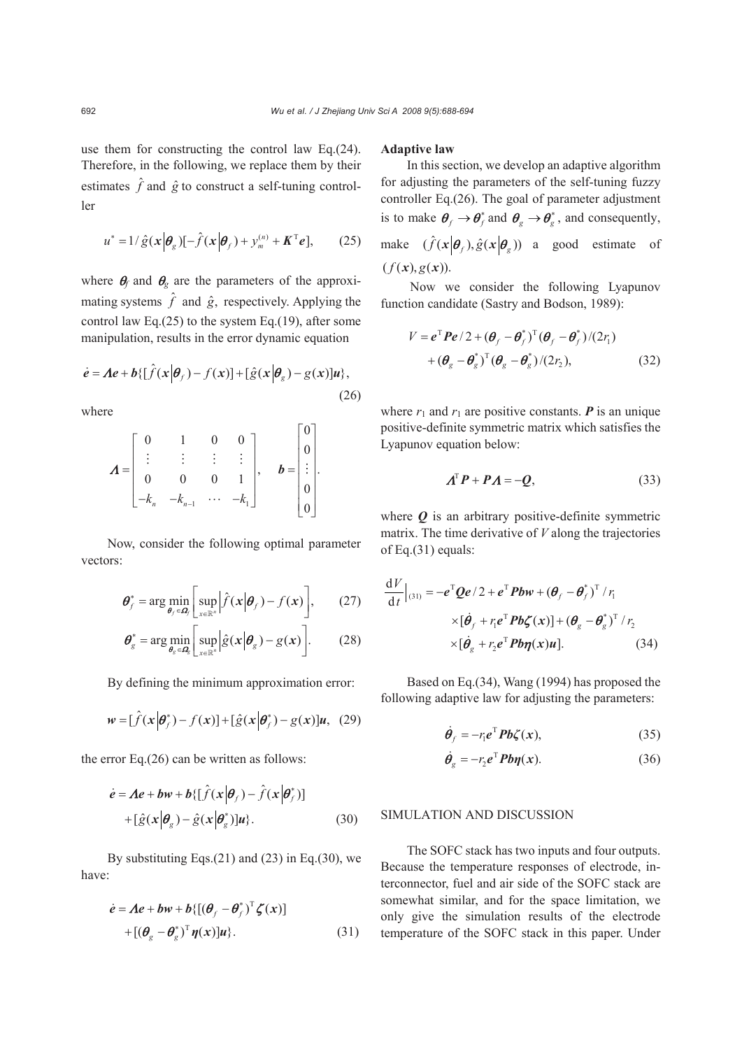use them for constructing the control law Eq.(24). Therefore, in the following, we replace them by their estimates $\hat{f}$ and $\hat{g}$ to construct a self-tuning controller

$$u^* = 1/\hat{g}(\boldsymbol{x}|\boldsymbol{\theta}_g)[-\hat{f}(\boldsymbol{x}|\boldsymbol{\theta}_f) + y_m^{(n)} + \boldsymbol{K}^{\mathrm{T}}\boldsymbol{e}], \qquad (25)$$

where $\boldsymbol{\theta}_f$ and $\boldsymbol{\theta}_g$ are the parameters of the approximating systems $\hat{f}$ and $\hat{g}$, respectively. Applying the control law Eq.(25) to the system Eq.(19), after some manipulation, results in the error dynamic equation

$$\dot{\boldsymbol{e}} = \boldsymbol{\Lambda}\boldsymbol{e} + \boldsymbol{b}\{[\hat{f}(\boldsymbol{x}|\boldsymbol{\theta}_f) - f(\boldsymbol{x})] + [\hat{g}(\boldsymbol{x}|\boldsymbol{\theta}_g) - g(\boldsymbol{x})]\boldsymbol{u}\}, \qquad (26)$$

where

$$\boldsymbol{\Lambda} = \begin{bmatrix} 0 & 1 & 0 & 0 \\ \vdots & \vdots & \vdots & \vdots \\ 0 & 0 & 0 & 1 \\ -k_n & -k_{n-1} & \cdots & -k_1 \end{bmatrix}, \quad \boldsymbol{b} = \begin{bmatrix} 0 \\ 0 \\ \vdots \\ 0 \\ 0 \end{bmatrix}.$$

Now, consider the following optimal parameter vectors:

$$\boldsymbol{\theta}_f^* = \arg\min_{\boldsymbol{\theta}_f \in \boldsymbol{\Omega}_f} \left[ \sup_{x \in \mathbb{R}^n} \left| \hat{f}(\boldsymbol{x}|\boldsymbol{\theta}_f) - f(\boldsymbol{x}) \right| \right], \qquad (27)$$

$$\boldsymbol{\theta}_g^* = \arg\min_{\boldsymbol{\theta}_g \in \boldsymbol{\Omega}_g} \left[ \sup_{x \in \mathbb{R}^n} \left| \hat{g}(\boldsymbol{x}|\boldsymbol{\theta}_g) - g(\boldsymbol{x}) \right| \right]. \qquad (28)$$

By defining the minimum approximation error:

$$\boldsymbol{w} = [\hat{f}(\boldsymbol{x}|\boldsymbol{\theta}_f^*) - f(\boldsymbol{x})] + [\hat{g}(\boldsymbol{x}|\boldsymbol{\theta}_f^*) - g(\boldsymbol{x})]\boldsymbol{u}, \quad (29)$$

the error Eq.(26) can be written as follows:

$$\dot{\boldsymbol{e}} = \boldsymbol{\Lambda}\boldsymbol{e} + \boldsymbol{b}\boldsymbol{w} + \boldsymbol{b}\{[\hat{f}(\boldsymbol{x}|\boldsymbol{\theta}_f) - \hat{f}(\boldsymbol{x}|\boldsymbol{\theta}_f^*)] + [\hat{g}(\boldsymbol{x}|\boldsymbol{\theta}_g) - \hat{g}(\boldsymbol{x}|\boldsymbol{\theta}_g^*)]\boldsymbol{u}\}. \qquad (30)$$

By substituting Eqs.(21) and (23) in Eq.(30), we have:

$$\dot{\boldsymbol{e}} = \boldsymbol{\Lambda}\boldsymbol{e} + \boldsymbol{b}\boldsymbol{w} + \boldsymbol{b}\{[(\boldsymbol{\theta}_f - \boldsymbol{\theta}_f^*)^{\mathrm{T}}\boldsymbol{\zeta}(\boldsymbol{x})] + [(\boldsymbol{\theta}_g - \boldsymbol{\theta}_g^*)^{\mathrm{T}}\boldsymbol{\eta}(\boldsymbol{x})]\boldsymbol{u}\}. \qquad (31)$$

**Adaptive law**

In this section, we develop an adaptive algorithm for adjusting the parameters of the self-tuning fuzzy controller Eq.(26). The goal of parameter adjustment is to make $\boldsymbol{\theta}_f \to \boldsymbol{\theta}_f^*$ and $\boldsymbol{\theta}_g \to \boldsymbol{\theta}_g^*$, and consequently, make $(\hat{f}(\boldsymbol{x}|\boldsymbol{\theta}_f), \hat{g}(\boldsymbol{x}|\boldsymbol{\theta}_g))$ a good estimate of $(f(\boldsymbol{x}), g(\boldsymbol{x}))$.

Now we consider the following Lyapunov function candidate (Sastry and Bodson, 1989):

$$V = \boldsymbol{e}^{\mathrm{T}}\boldsymbol{P}\boldsymbol{e}/2 + (\boldsymbol{\theta}_f - \boldsymbol{\theta}_f^*)^{\mathrm{T}}(\boldsymbol{\theta}_f - \boldsymbol{\theta}_f^*)/(2r_1) + (\boldsymbol{\theta}_g - \boldsymbol{\theta}_g^*)^{\mathrm{T}}(\boldsymbol{\theta}_g - \boldsymbol{\theta}_g^*)/(2r_2), \qquad (32)$$

where $r_1$ and $r_1$ are positive constants. $\boldsymbol{P}$ is an unique positive-definite symmetric matrix which satisfies the Lyapunov equation below:

$$\boldsymbol{\Lambda}^{\mathrm{T}}\boldsymbol{P} + \boldsymbol{P}\boldsymbol{\Lambda} = -\boldsymbol{Q}, \qquad (33)$$

where $\boldsymbol{Q}$ is an arbitrary positive-definite symmetric matrix. The time derivative of $V$ along the trajectories of Eq.(31) equals:

$$\left.\frac{\mathrm{d}V}{\mathrm{d}t}\right|_{(31)} = -\boldsymbol{e}^{\mathrm{T}}\boldsymbol{Q}\boldsymbol{e}/2 + \boldsymbol{e}^{\mathrm{T}}\boldsymbol{P}\boldsymbol{b}\boldsymbol{w} + (\boldsymbol{\theta}_f - \boldsymbol{\theta}_f^*)^{\mathrm{T}}/r_1 \times [\dot{\boldsymbol{\theta}}_f + r_1\boldsymbol{e}^{\mathrm{T}}\boldsymbol{P}\boldsymbol{b}\boldsymbol{\zeta}(\boldsymbol{x})] + (\boldsymbol{\theta}_g - \boldsymbol{\theta}_g^*)^{\mathrm{T}}/r_2 \times [\dot{\boldsymbol{\theta}}_g + r_2\boldsymbol{e}^{\mathrm{T}}\boldsymbol{P}\boldsymbol{b}\boldsymbol{\eta}(\boldsymbol{x})\boldsymbol{u}]. \qquad (34)$$

Based on Eq.(34), Wang (1994) has proposed the following adaptive law for adjusting the parameters:

$$\dot{\boldsymbol{\theta}}_f = -r_1\boldsymbol{e}^{\mathrm{T}}\boldsymbol{P}\boldsymbol{b}\boldsymbol{\zeta}(\boldsymbol{x}), \qquad (35)$$

$$\dot{\boldsymbol{\theta}}_g = -r_2\boldsymbol{e}^{\mathrm{T}}\boldsymbol{P}\boldsymbol{b}\boldsymbol{\eta}(\boldsymbol{x}). \qquad (36)$$

## SIMULATION AND DISCUSSION

The SOFC stack has two inputs and four outputs. Because the temperature responses of electrode, interconnector, fuel and air side of the SOFC stack are somewhat similar, and for the space limitation, we only give the simulation results of the electrode temperature of the SOFC stack in this paper. Under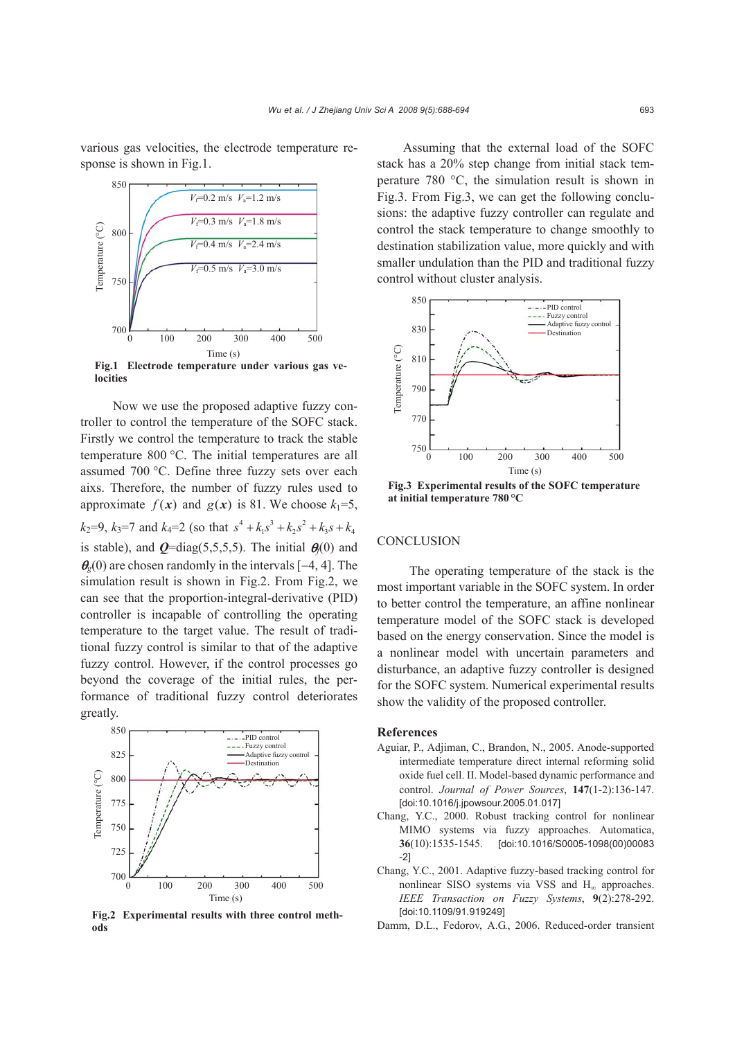various gas velocities, the electrode temperature response is shown in Fig.1.

**Fig.1 Electrode temperature under various gas velocities**

Now we use the proposed adaptive fuzzy controller to control the temperature of the SOFC stack. Firstly we control the temperature to track the stable temperature 800 °C. The initial temperatures are all assumed 700 °C. Define three fuzzy sets over each aixs. Therefore, the number of fuzzy rules used to approximate $f(\boldsymbol{x})$ and $g(\boldsymbol{x})$ is 81. We choose $k_1$=5, $k_2$=9, $k_3$=7 and $k_4$=2 (so that $s^4+k_1s^3+k_2s^2+k_3s+k_4$ is stable), and $\boldsymbol{Q}$=diag(5,5,5,5). The initial $\boldsymbol{\theta}_f(0)$ and $\boldsymbol{\theta}_g(0)$ are chosen randomly in the intervals [−4, 4]. The simulation result is shown in Fig.2. From Fig.2, we can see that the proportion-integral-derivative (PID) controller is incapable of controlling the operating temperature to the target value. The result of traditional fuzzy control is similar to that of the adaptive fuzzy control. However, if the control processes go beyond the coverage of the initial rules, the performance of traditional fuzzy control deteriorates greatly.

**Fig.2 Experimental results with three control methods**

Assuming that the external load of the SOFC stack has a 20% step change from initial stack temperature 780 °C, the simulation result is shown in Fig.3. From Fig.3, we can get the following conclusions: the adaptive fuzzy controller can regulate and control the stack temperature to change smoothly to destination stabilization value, more quickly and with smaller undulation than the PID and traditional fuzzy control without cluster analysis.

**Fig.3 Experimental results of the SOFC temperature at initial temperature 780 °C**

## CONCLUSION

The operating temperature of the stack is the most important variable in the SOFC system. In order to better control the temperature, an affine nonlinear temperature model of the SOFC stack is developed based on the energy conservation. Since the model is a nonlinear model with uncertain parameters and disturbance, an adaptive fuzzy controller is designed for the SOFC system. Numerical experimental results show the validity of the proposed controller.

## References

Aguiar, P., Adjiman, C., Brandon, N., 2005. Anode-supported intermediate temperature direct internal reforming solid oxide fuel cell. II. Model-based dynamic performance and control. *Journal of Power Sources*, **147**(1-2):136-147. [doi:10.1016/j.jpowsour.2005.01.017]

Chang, Y.C., 2000. Robust tracking control for nonlinear MIMO systems via fuzzy approaches. Automatica, **36**(10):1535-1545. [doi:10.1016/S0005-1098(00)00083-2]

Chang, Y.C., 2001. Adaptive fuzzy-based tracking control for nonlinear SISO systems via VSS and $H_\infty$ approaches. *IEEE Transaction on Fuzzy Systems*, **9**(2):278-292. [doi:10.1109/91.919249]

Damm, D.L., Fedorov, A.G., 2006. Reduced-order transient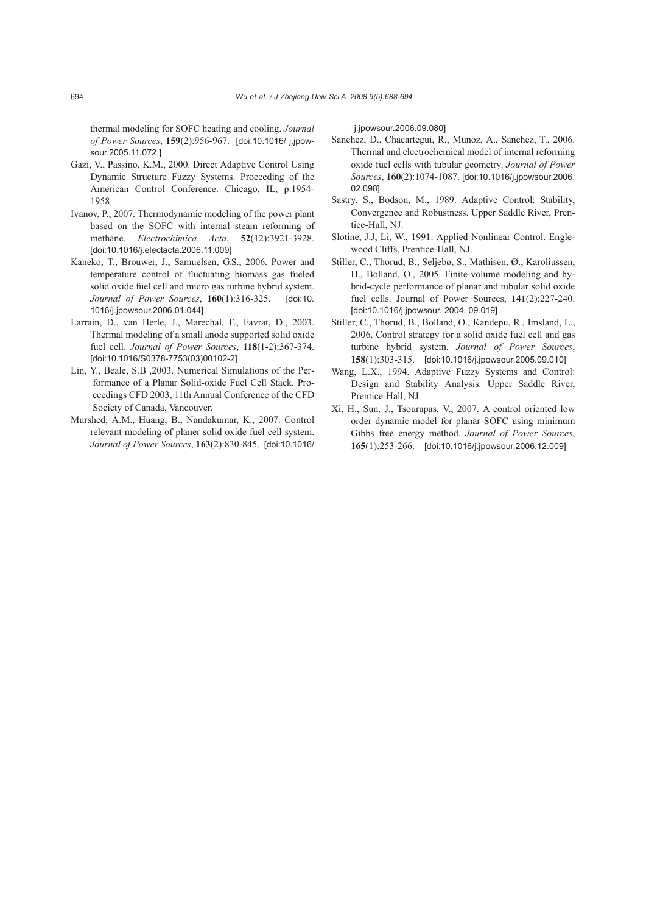thermal modeling for SOFC heating and cooling. *Journal of Power Sources*, **159**(2):956-967. [doi:10.1016/ j.jpowsour.2005.11.072 ]

Gazi, V., Passino, K.M., 2000. Direct Adaptive Control Using Dynamic Structure Fuzzy Systems. Proceeding of the American Control Conference. Chicago, IL, p.1954-1958.

Ivanov, P., 2007. Thermodynamic modeling of the power plant based on the SOFC with internal steam reforming of methane. *Electrochimica Acta*, **52**(12):3921-3928. [doi:10.1016/j.electacta.2006.11.009]

Kaneko, T., Brouwer, J., Samuelsen, G.S., 2006. Power and temperature control of fluctuating biomass gas fueled solid oxide fuel cell and micro gas turbine hybrid system. *Journal of Power Sources*, **160**(1):316-325. [doi:10.1016/j.jpowsour.2006.01.044]

Larrain, D., van Herle, J., Marechal, F., Favrat, D., 2003. Thermal modeling of a small anode supported solid oxide fuel cell. *Journal of Power Sources*, **118**(1-2):367-374. [doi:10.1016/S0378-7753(03)00102-2]

Lin, Y., Beale, S.B ,2003. Numerical Simulations of the Performance of a Planar Solid-oxide Fuel Cell Stack. Proceedings CFD 2003, 11th Annual Conference of the CFD Society of Canada, Vancouver.

Murshed, A.M., Huang, B., Nandakumar, K., 2007. Control relevant modeling of planer solid oxide fuel cell system. *Journal of Power Sources*, **163**(2):830-845. [doi:10.1016/j.jpowsour.2006.09.080]

Sanchez, D., Chacartegui, R., Munoz, A., Sanchez, T., 2006. Thermal and electrochemical model of internal reforming oxide fuel cells with tubular geometry. *Journal of Power Sources*, **160**(2):1074-1087. [doi:10.1016/j.jpowsour.2006.02.098]

Sastry, S., Bodson, M., 1989. Adaptive Control: Stability, Convergence and Robustness. Upper Saddle River, Prentice-Hall, NJ.

Slotine, J.J, Li, W., 1991. Applied Nonlinear Control. Englewood Cliffs, Prentice-Hall, NJ.

Stiller, C., Thorud, B., Seljebø, S., Mathisen, Ø., Karoliussen, H., Bolland, O., 2005. Finite-volume modeling and hybrid-cycle performance of planar and tubular solid oxide fuel cells. Journal of Power Sources, **141**(2):227-240. [doi:10.1016/j.jpowsour. 2004. 09.019]

Stiller, C., Thorud, B., Bolland, O., Kandepu, R., Imsland, L., 2006. Control strategy for a solid oxide fuel cell and gas turbine hybrid system. *Journal of Power Sources*, **158**(1):303-315. [doi:10.1016/j.jpowsour.2005.09.010]

Wang, L.X., 1994. Adaptive Fuzzy Systems and Control: Design and Stability Analysis. Upper Saddle River, Prentice-Hall, NJ.

Xi, H., Sun. J., Tsourapas, V., 2007. A control oriented low order dynamic model for planar SOFC using minimum Gibbs free energy method. *Journal of Power Sources*, **165**(1):253-266. [doi:10.1016/j.jpowsour.2006.12.009]